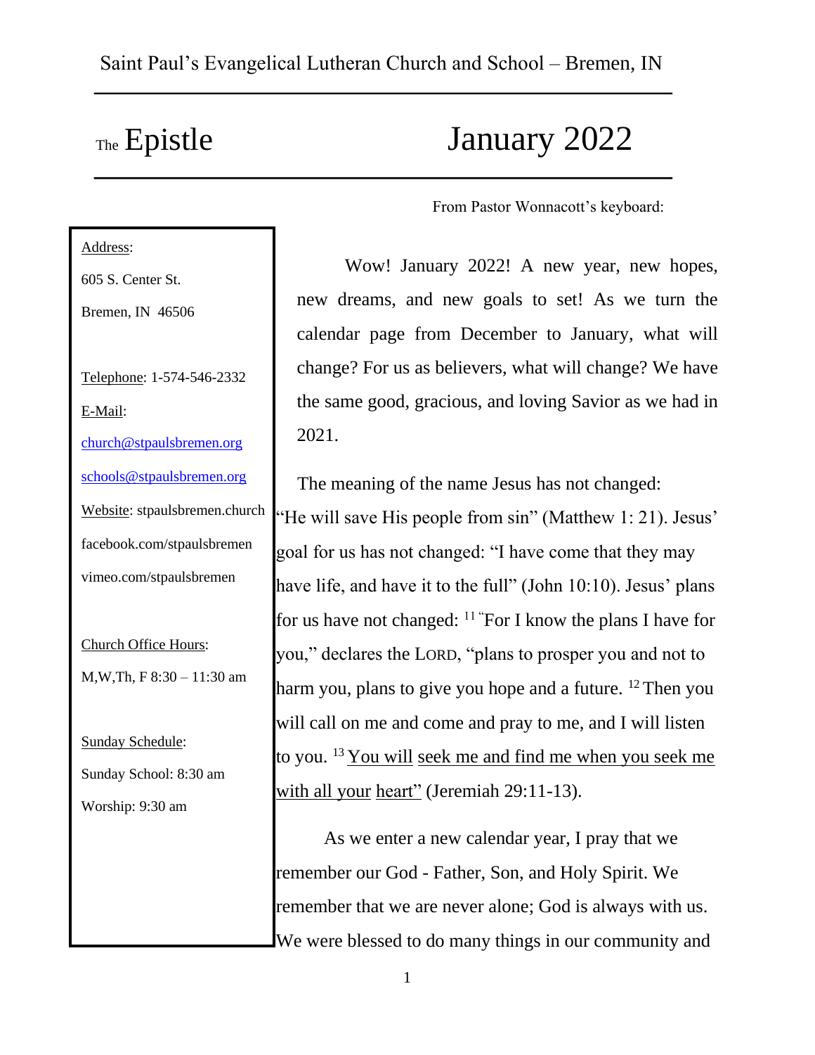Saint Paul's Evangelical Lutheran Church and School – Bremen, IN

# The Epistle — January 2022

Address:

605 S. Center St.

Bremen, IN 46506

Telephone: 1-574-546-2332

E-Mail:

church@stpaulsbremen.org

schools@stpaulsbremen.org

Website: stpaulsbremen.church

facebook.com/stpaulsbremen

vimeo.com/stpaulsbremen

Church Office Hours:

M,W,Th, F 8:30 – 11:30 am

Sunday Schedule:

Sunday School: 8:30 am

Worship: 9:30 am

From Pastor Wonnacott's keyboard:

Wow! January 2022! A new year, new hopes, new dreams, and new goals to set! As we turn the calendar page from December to January, what will change? For us as believers, what will change? We have the same good, gracious, and loving Savior as we had in 2021.

The meaning of the name Jesus has not changed: "He will save His people from sin" (Matthew 1: 21). Jesus' goal for us has not changed: "I have come that they may have life, and have it to the full" (John 10:10). Jesus' plans for us have not changed: [11] "For I know the plans I have for you," declares the LORD, "plans to prosper you and not to harm you, plans to give you hope and a future. [12] Then you will call on me and come and pray to me, and I will listen to you. [13] You will seek me and find me when you seek me with all your heart" (Jeremiah 29:11-13).

As we enter a new calendar year, I pray that we remember our God - Father, Son, and Holy Spirit. We remember that we are never alone; God is always with us. We were blessed to do many things in our community and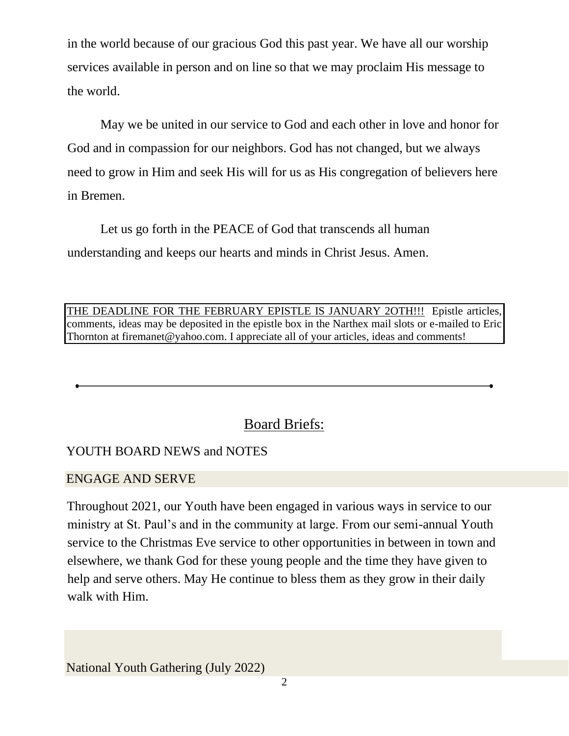in the world because of our gracious God this past year. We have all our worship services available in person and on line so that we may proclaim His message to the world.

May we be united in our service to God and each other in love and honor for God and in compassion for our neighbors. God has not changed, but we always need to grow in Him and seek His will for us as His congregation of believers here in Bremen.

Let us go forth in the PEACE of God that transcends all human understanding and keeps our hearts and minds in Christ Jesus. Amen.

THE DEADLINE FOR THE FEBRUARY EPISTLE IS JANUARY 2OTH!!! Epistle articles, comments, ideas may be deposited in the epistle box in the Narthex mail slots or e-mailed to Eric Thornton at firemanet@yahoo.com. I appreciate all of your articles, ideas and comments!

---

## Board Briefs:

YOUTH BOARD NEWS and NOTES

ENGAGE AND SERVE

Throughout 2021, our Youth have been engaged in various ways in service to our ministry at St. Paul's and in the community at large. From our semi-annual Youth service to the Christmas Eve service to other opportunities in between in town and elsewhere, we thank God for these young people and the time they have given to help and serve others. May He continue to bless them as they grow in their daily walk with Him.

National Youth Gathering (July 2022)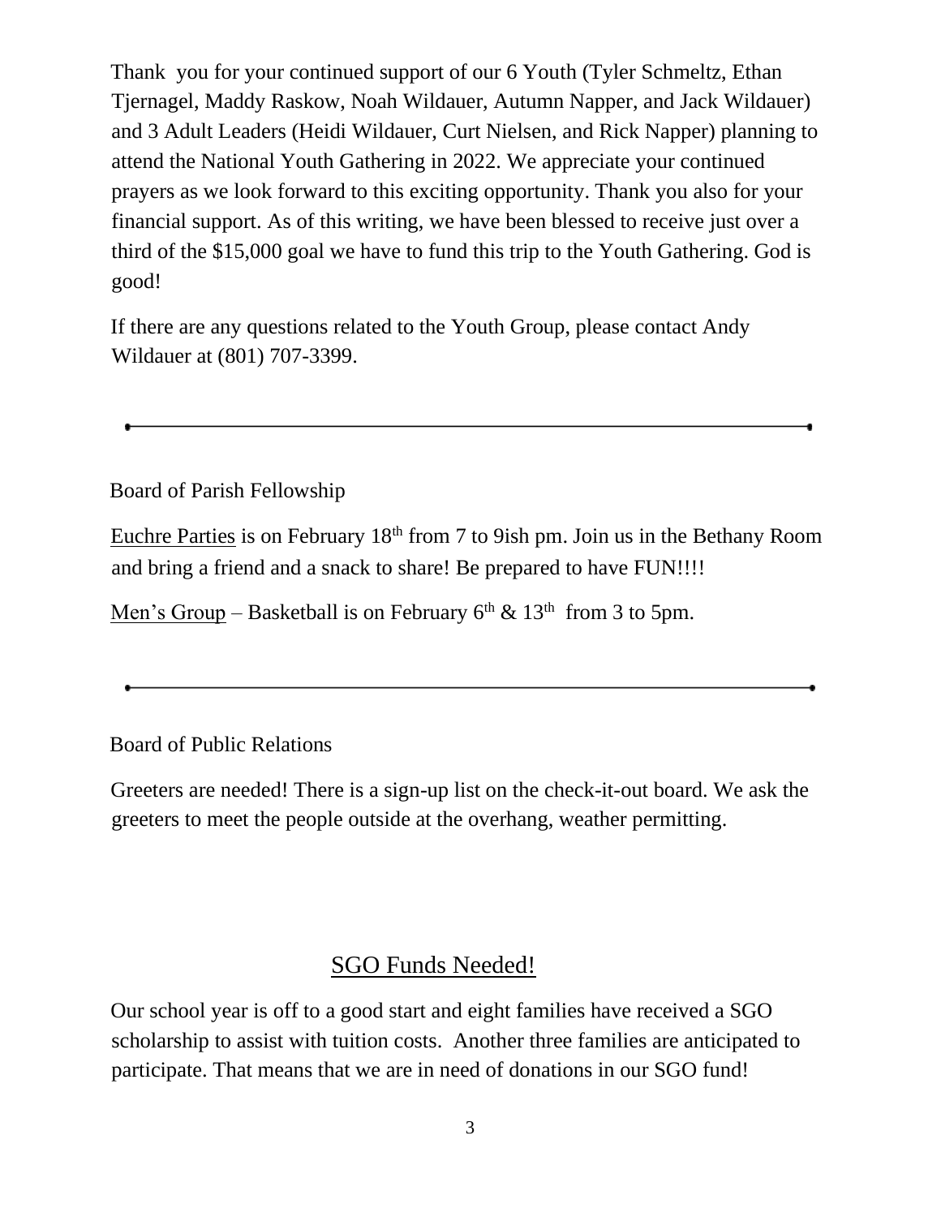Thank you for your continued support of our 6 Youth (Tyler Schmeltz, Ethan Tjernagel, Maddy Raskow, Noah Wildauer, Autumn Napper, and Jack Wildauer) and 3 Adult Leaders (Heidi Wildauer, Curt Nielsen, and Rick Napper) planning to attend the National Youth Gathering in 2022. We appreciate your continued prayers as we look forward to this exciting opportunity. Thank you also for your financial support. As of this writing, we have been blessed to receive just over a third of the $15,000 goal we have to fund this trip to the Youth Gathering. God is good!

If there are any questions related to the Youth Group, please contact Andy Wildauer at (801) 707-3399.

---

Board of Parish Fellowship

Euchre Parties is on February 18th from 7 to 9ish pm. Join us in the Bethany Room and bring a friend and a snack to share! Be prepared to have FUN!!!!

Men's Group – Basketball is on February 6th & 13th from 3 to 5pm.

---

Board of Public Relations

Greeters are needed! There is a sign-up list on the check-it-out board. We ask the greeters to meet the people outside at the overhang, weather permitting.

## SGO Funds Needed!

Our school year is off to a good start and eight families have received a SGO scholarship to assist with tuition costs. Another three families are anticipated to participate. That means that we are in need of donations in our SGO fund!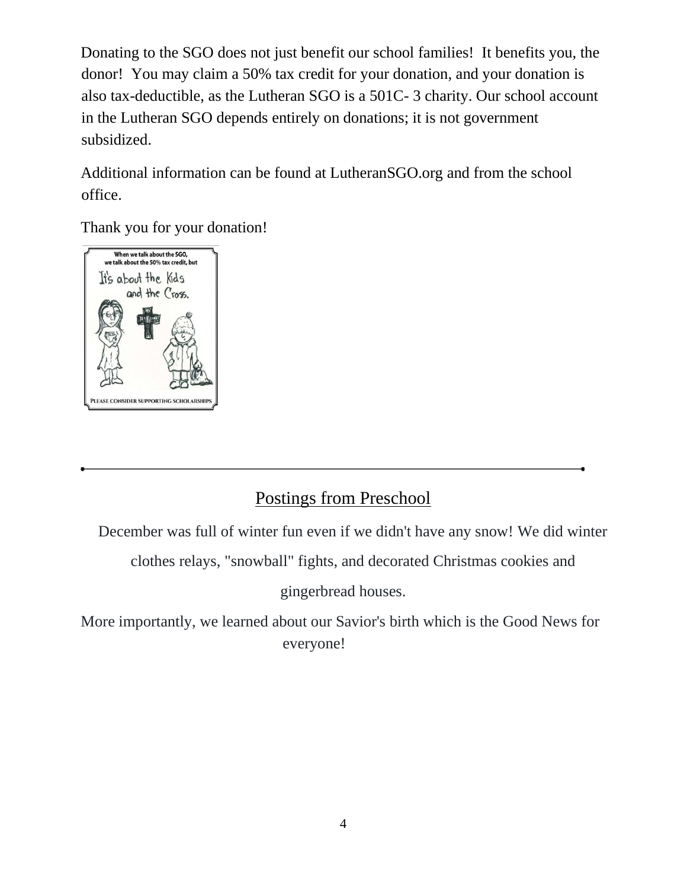Donating to the SGO does not just benefit our school families! It benefits you, the donor! You may claim a 50% tax credit for your donation, and your donation is also tax-deductible, as the Lutheran SGO is a 501C- 3 charity. Our school account in the Lutheran SGO depends entirely on donations; it is not government subsidized.

Additional information can be found at LutheranSGO.org and from the school office.

Thank you for your donation!

When we talk about the SGO, we talk about the 50% tax credit, but

It's about the Kids and the Cross.

PLEASE CONSIDER SUPPORTING SCHOLARSHIPS

---

## Postings from Preschool

December was full of winter fun even if we didn't have any snow! We did winter clothes relays, "snowball" fights, and decorated Christmas cookies and gingerbread houses.

More importantly, we learned about our Savior's birth which is the Good News for everyone!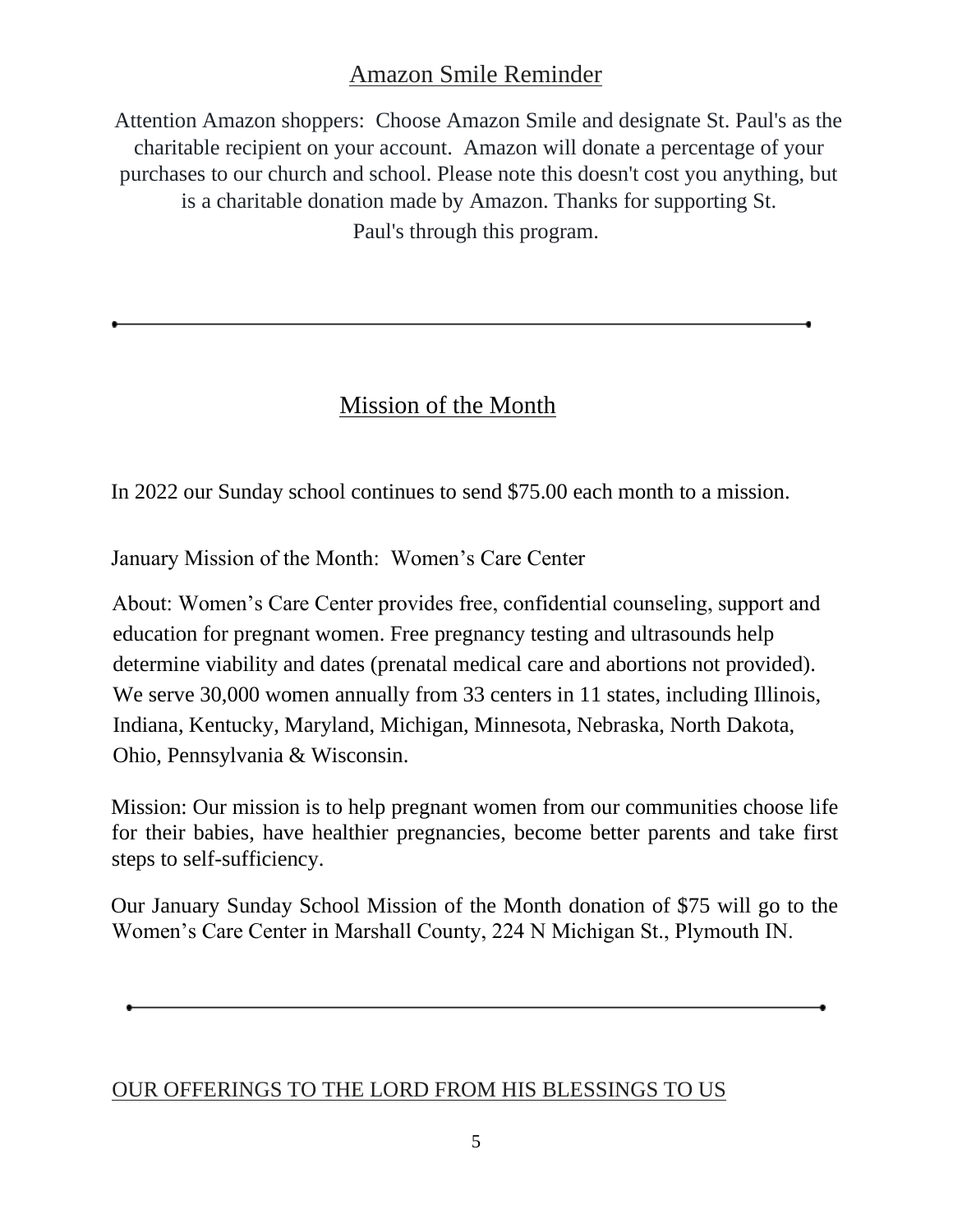## Amazon Smile Reminder

Attention Amazon shoppers: Choose Amazon Smile and designate St. Paul's as the charitable recipient on your account. Amazon will donate a percentage of your purchases to our church and school. Please note this doesn't cost you anything, but is a charitable donation made by Amazon. Thanks for supporting St. Paul's through this program.

---

## Mission of the Month

In 2022 our Sunday school continues to send $75.00 each month to a mission.

January Mission of the Month: Women's Care Center

About: Women's Care Center provides free, confidential counseling, support and education for pregnant women. Free pregnancy testing and ultrasounds help determine viability and dates (prenatal medical care and abortions not provided). We serve 30,000 women annually from 33 centers in 11 states, including Illinois, Indiana, Kentucky, Maryland, Michigan, Minnesota, Nebraska, North Dakota, Ohio, Pennsylvania & Wisconsin.

Mission: Our mission is to help pregnant women from our communities choose life for their babies, have healthier pregnancies, become better parents and take first steps to self-sufficiency.

Our January Sunday School Mission of the Month donation of $75 will go to the Women's Care Center in Marshall County, 224 N Michigan St., Plymouth IN.

---

## OUR OFFERINGS TO THE LORD FROM HIS BLESSINGS TO US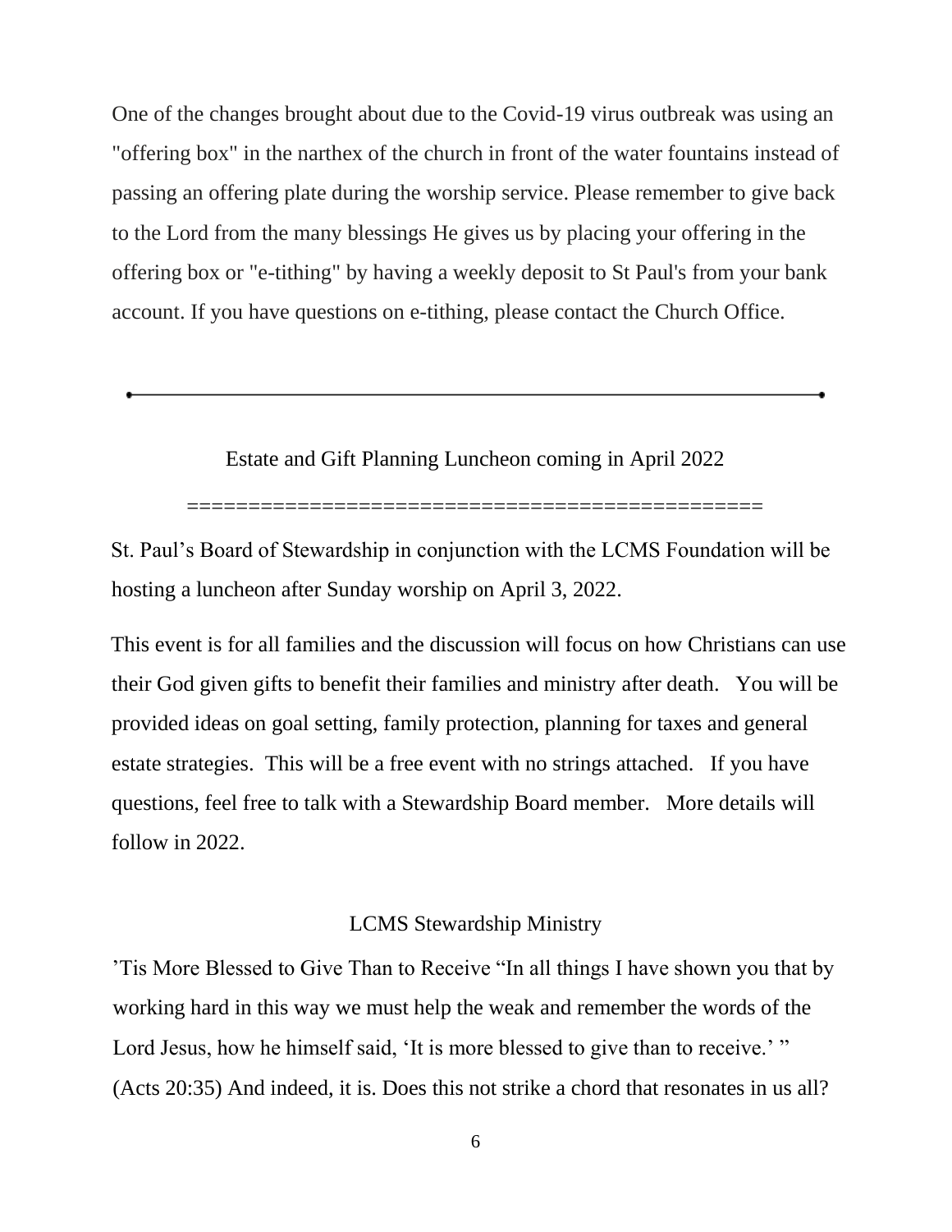One of the changes brought about due to the Covid-19 virus outbreak was using an "offering box" in the narthex of the church in front of the water fountains instead of passing an offering plate during the worship service. Please remember to give back to the Lord from the many blessings He gives us by placing your offering in the offering box or "e-tithing" by having a weekly deposit to St Paul's from your bank account. If you have questions on e-tithing, please contact the Church Office.

---

## Estate and Gift Planning Luncheon coming in April 2022

==============================================

St. Paul's Board of Stewardship in conjunction with the LCMS Foundation will be hosting a luncheon after Sunday worship on April 3, 2022.

This event is for all families and the discussion will focus on how Christians can use their God given gifts to benefit their families and ministry after death. You will be provided ideas on goal setting, family protection, planning for taxes and general estate strategies. This will be a free event with no strings attached. If you have questions, feel free to talk with a Stewardship Board member. More details will follow in 2022.

## LCMS Stewardship Ministry

'Tis More Blessed to Give Than to Receive "In all things I have shown you that by working hard in this way we must help the weak and remember the words of the Lord Jesus, how he himself said, 'It is more blessed to give than to receive.' " (Acts 20:35) And indeed, it is. Does this not strike a chord that resonates in us all?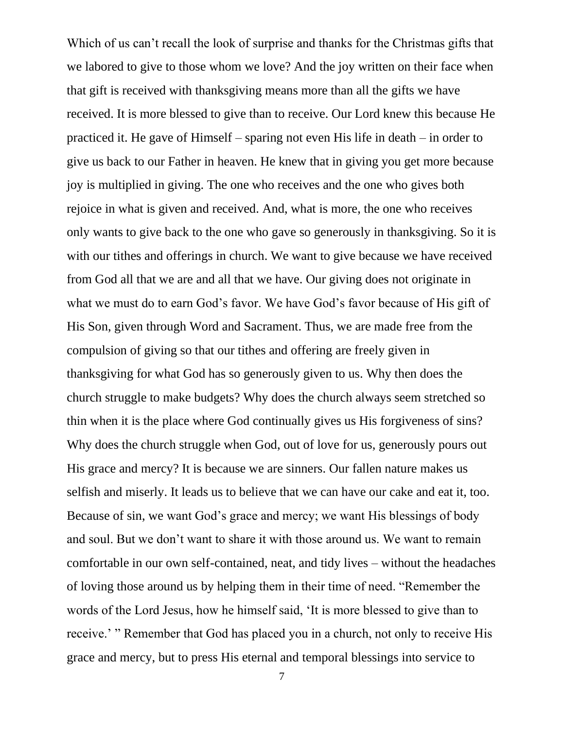Which of us can't recall the look of surprise and thanks for the Christmas gifts that we labored to give to those whom we love? And the joy written on their face when that gift is received with thanksgiving means more than all the gifts we have received. It is more blessed to give than to receive. Our Lord knew this because He practiced it. He gave of Himself – sparing not even His life in death – in order to give us back to our Father in heaven. He knew that in giving you get more because joy is multiplied in giving. The one who receives and the one who gives both rejoice in what is given and received. And, what is more, the one who receives only wants to give back to the one who gave so generously in thanksgiving. So it is with our tithes and offerings in church. We want to give because we have received from God all that we are and all that we have. Our giving does not originate in what we must do to earn God's favor. We have God's favor because of His gift of His Son, given through Word and Sacrament. Thus, we are made free from the compulsion of giving so that our tithes and offering are freely given in thanksgiving for what God has so generously given to us. Why then does the church struggle to make budgets? Why does the church always seem stretched so thin when it is the place where God continually gives us His forgiveness of sins? Why does the church struggle when God, out of love for us, generously pours out His grace and mercy? It is because we are sinners. Our fallen nature makes us selfish and miserly. It leads us to believe that we can have our cake and eat it, too. Because of sin, we want God's grace and mercy; we want His blessings of body and soul. But we don't want to share it with those around us. We want to remain comfortable in our own self-contained, neat, and tidy lives – without the headaches of loving those around us by helping them in their time of need. "Remember the words of the Lord Jesus, how he himself said, 'It is more blessed to give than to receive.' " Remember that God has placed you in a church, not only to receive His grace and mercy, but to press His eternal and temporal blessings into service to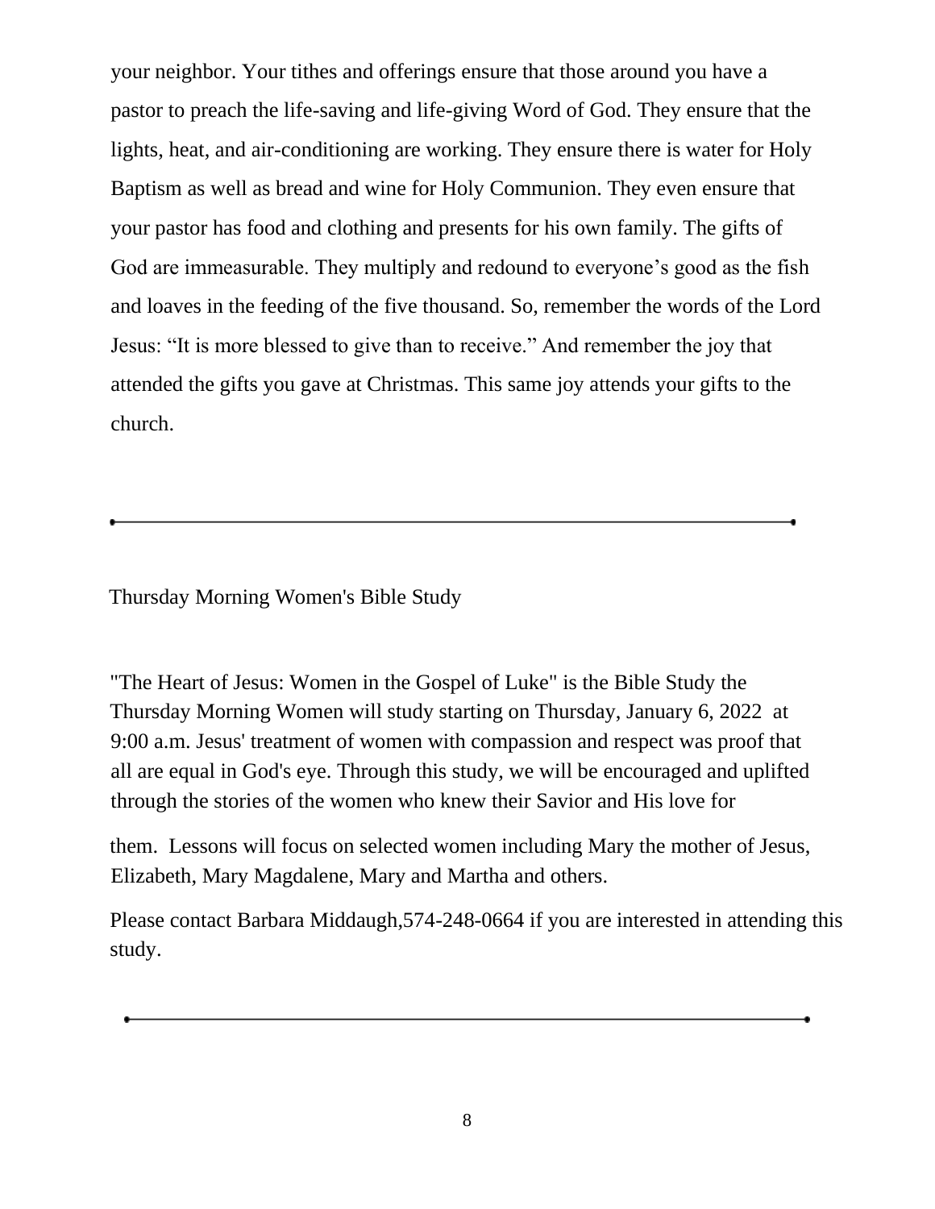your neighbor. Your tithes and offerings ensure that those around you have a pastor to preach the life-saving and life-giving Word of God. They ensure that the lights, heat, and air-conditioning are working. They ensure there is water for Holy Baptism as well as bread and wine for Holy Communion. They even ensure that your pastor has food and clothing and presents for his own family. The gifts of God are immeasurable. They multiply and redound to everyone’s good as the fish and loaves in the feeding of the five thousand. So, remember the words of the Lord Jesus: “It is more blessed to give than to receive.” And remember the joy that attended the gifts you gave at Christmas. This same joy attends your gifts to the church.

---

## Thursday Morning Women's Bible Study

"The Heart of Jesus: Women in the Gospel of Luke" is the Bible Study the Thursday Morning Women will study starting on Thursday, January 6, 2022 at 9:00 a.m. Jesus' treatment of women with compassion and respect was proof that all are equal in God's eye. Through this study, we will be encouraged and uplifted through the stories of the women who knew their Savior and His love for them. Lessons will focus on selected women including Mary the mother of Jesus, Elizabeth, Mary Magdalene, Mary and Martha and others.

Please contact Barbara Middaugh,574-248-0664 if you are interested in attending this study.

---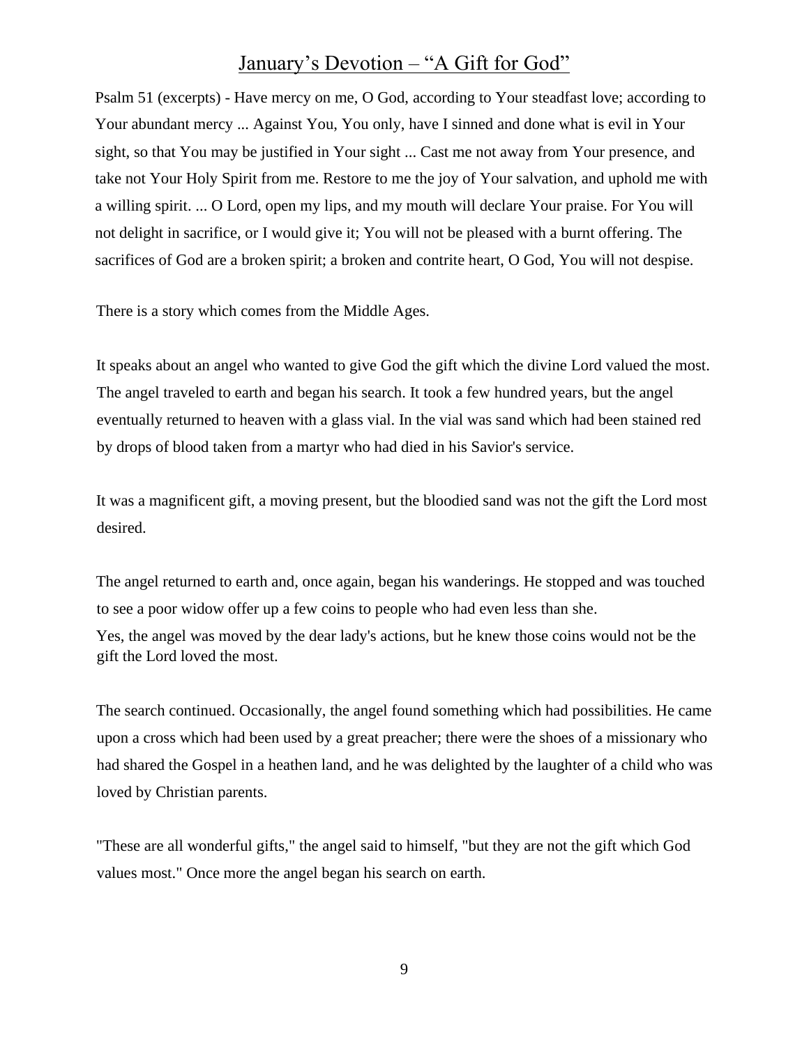# January's Devotion – "A Gift for God"

Psalm 51 (excerpts) - Have mercy on me, O God, according to Your steadfast love; according to Your abundant mercy ... Against You, You only, have I sinned and done what is evil in Your sight, so that You may be justified in Your sight ... Cast me not away from Your presence, and take not Your Holy Spirit from me. Restore to me the joy of Your salvation, and uphold me with a willing spirit. ... O Lord, open my lips, and my mouth will declare Your praise. For You will not delight in sacrifice, or I would give it; You will not be pleased with a burnt offering. The sacrifices of God are a broken spirit; a broken and contrite heart, O God, You will not despise.

There is a story which comes from the Middle Ages.

It speaks about an angel who wanted to give God the gift which the divine Lord valued the most. The angel traveled to earth and began his search. It took a few hundred years, but the angel eventually returned to heaven with a glass vial. In the vial was sand which had been stained red by drops of blood taken from a martyr who had died in his Savior's service.

It was a magnificent gift, a moving present, but the bloodied sand was not the gift the Lord most desired.

The angel returned to earth and, once again, began his wanderings. He stopped and was touched to see a poor widow offer up a few coins to people who had even less than she.
Yes, the angel was moved by the dear lady's actions, but he knew those coins would not be the gift the Lord loved the most.

The search continued. Occasionally, the angel found something which had possibilities. He came upon a cross which had been used by a great preacher; there were the shoes of a missionary who had shared the Gospel in a heathen land, and he was delighted by the laughter of a child who was loved by Christian parents.

"These are all wonderful gifts," the angel said to himself, "but they are not the gift which God values most." Once more the angel began his search on earth.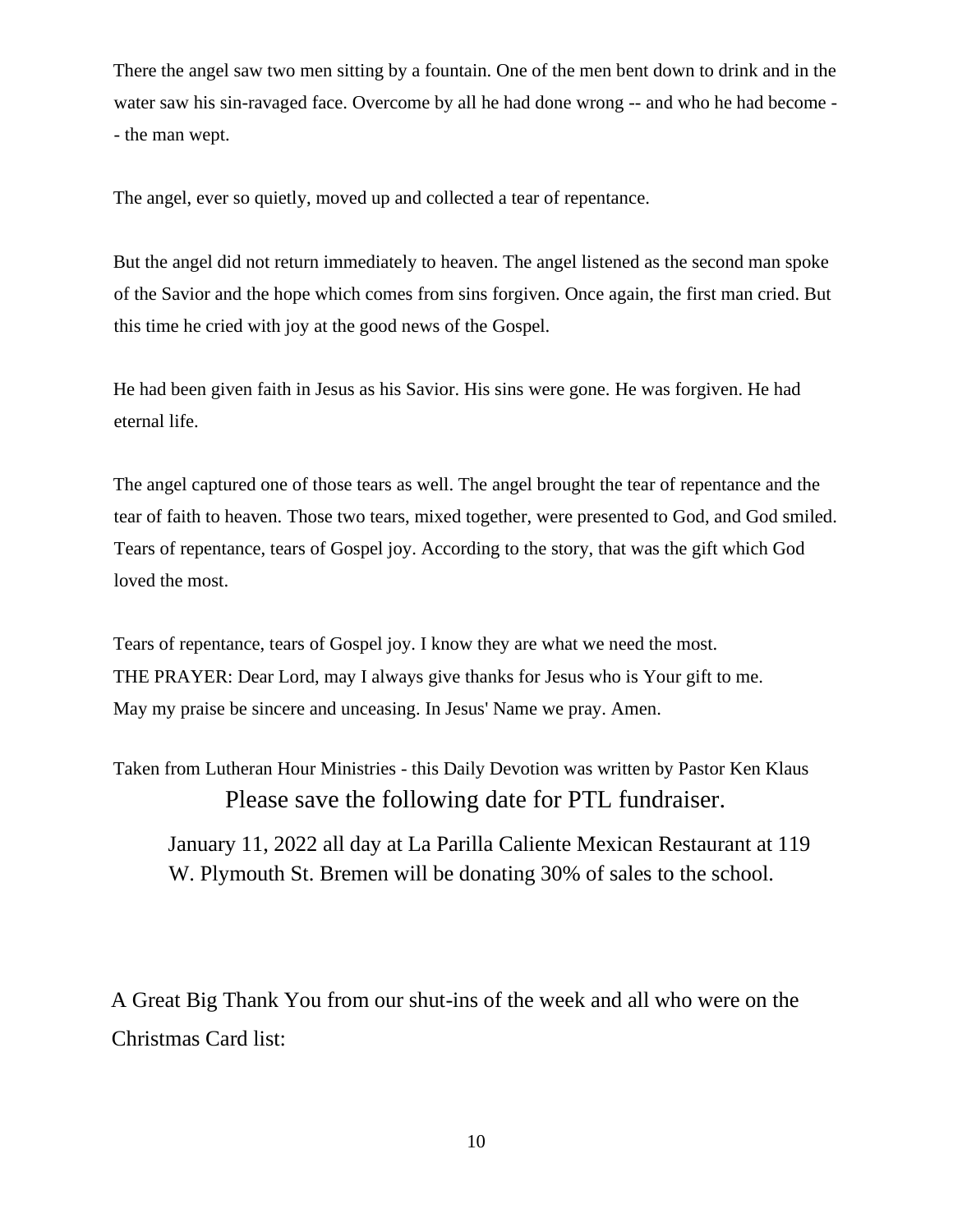There the angel saw two men sitting by a fountain. One of the men bent down to drink and in the water saw his sin-ravaged face. Overcome by all he had done wrong -- and who he had become -- the man wept.

The angel, ever so quietly, moved up and collected a tear of repentance.

But the angel did not return immediately to heaven. The angel listened as the second man spoke of the Savior and the hope which comes from sins forgiven. Once again, the first man cried. But this time he cried with joy at the good news of the Gospel.

He had been given faith in Jesus as his Savior. His sins were gone. He was forgiven. He had eternal life.

The angel captured one of those tears as well. The angel brought the tear of repentance and the tear of faith to heaven. Those two tears, mixed together, were presented to God, and God smiled. Tears of repentance, tears of Gospel joy. According to the story, that was the gift which God loved the most.

Tears of repentance, tears of Gospel joy. I know they are what we need the most.
THE PRAYER: Dear Lord, may I always give thanks for Jesus who is Your gift to me. May my praise be sincere and unceasing. In Jesus' Name we pray. Amen.

Taken from Lutheran Hour Ministries - this Daily Devotion was written by Pastor Ken Klaus

Please save the following date for PTL fundraiser.

January 11, 2022 all day at La Parilla Caliente Mexican Restaurant at 119 W. Plymouth St. Bremen will be donating 30% of sales to the school.

A Great Big Thank You from our shut-ins of the week and all who were on the Christmas Card list: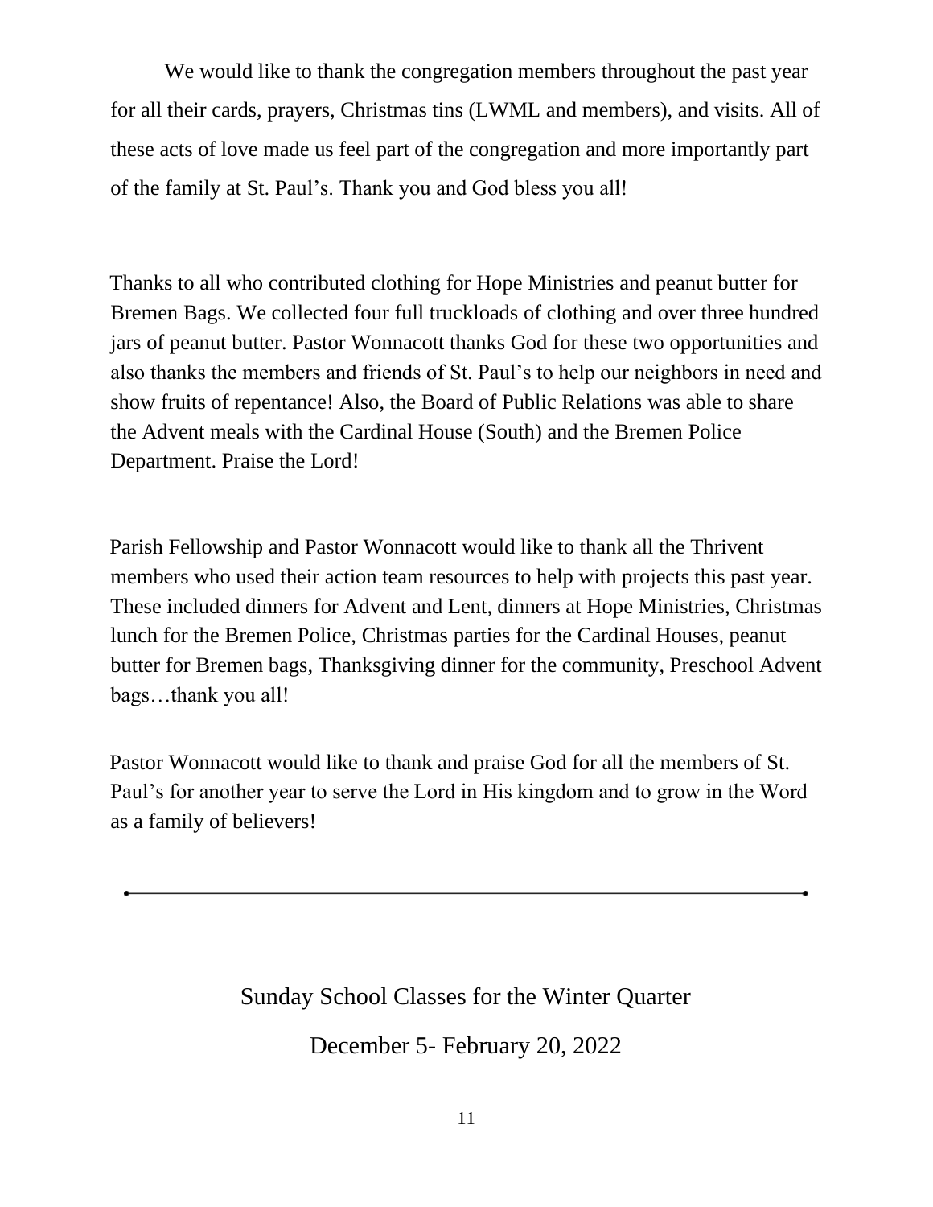We would like to thank the congregation members throughout the past year for all their cards, prayers, Christmas tins (LWML and members), and visits. All of these acts of love made us feel part of the congregation and more importantly part of the family at St. Paul's. Thank you and God bless you all!

Thanks to all who contributed clothing for Hope Ministries and peanut butter for Bremen Bags. We collected four full truckloads of clothing and over three hundred jars of peanut butter. Pastor Wonnacott thanks God for these two opportunities and also thanks the members and friends of St. Paul's to help our neighbors in need and show fruits of repentance! Also, the Board of Public Relations was able to share the Advent meals with the Cardinal House (South) and the Bremen Police Department. Praise the Lord!

Parish Fellowship and Pastor Wonnacott would like to thank all the Thrivent members who used their action team resources to help with projects this past year. These included dinners for Advent and Lent, dinners at Hope Ministries, Christmas lunch for the Bremen Police, Christmas parties for the Cardinal Houses, peanut butter for Bremen bags, Thanksgiving dinner for the community, Preschool Advent bags…thank you all!

Pastor Wonnacott would like to thank and praise God for all the members of St. Paul's for another year to serve the Lord in His kingdom and to grow in the Word as a family of believers!

---

## Sunday School Classes for the Winter Quarter

## December 5- February 20, 2022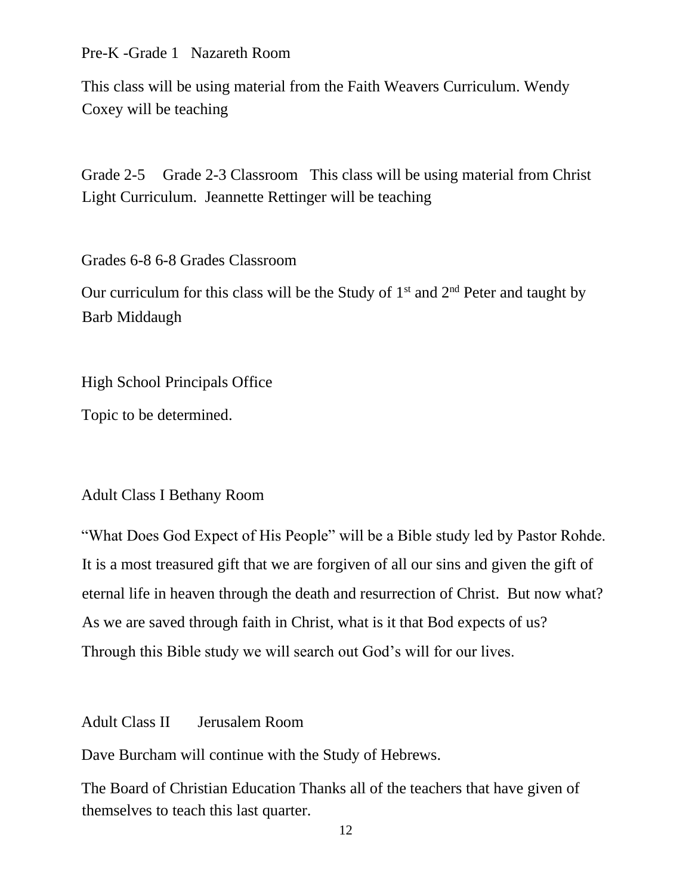Pre-K -Grade 1 Nazareth Room

This class will be using material from the Faith Weavers Curriculum. Wendy Coxey will be teaching

Grade 2-5 Grade 2-3 Classroom This class will be using material from Christ Light Curriculum. Jeannette Rettinger will be teaching

Grades 6-8 6-8 Grades Classroom

Our curriculum for this class will be the Study of 1st and 2nd Peter and taught by Barb Middaugh

High School Principals Office

Topic to be determined.

Adult Class I Bethany Room

"What Does God Expect of His People" will be a Bible study led by Pastor Rohde. It is a most treasured gift that we are forgiven of all our sins and given the gift of eternal life in heaven through the death and resurrection of Christ. But now what? As we are saved through faith in Christ, what is it that Bod expects of us? Through this Bible study we will search out God's will for our lives.

Adult Class II Jerusalem Room

Dave Burcham will continue with the Study of Hebrews.

The Board of Christian Education Thanks all of the teachers that have given of themselves to teach this last quarter.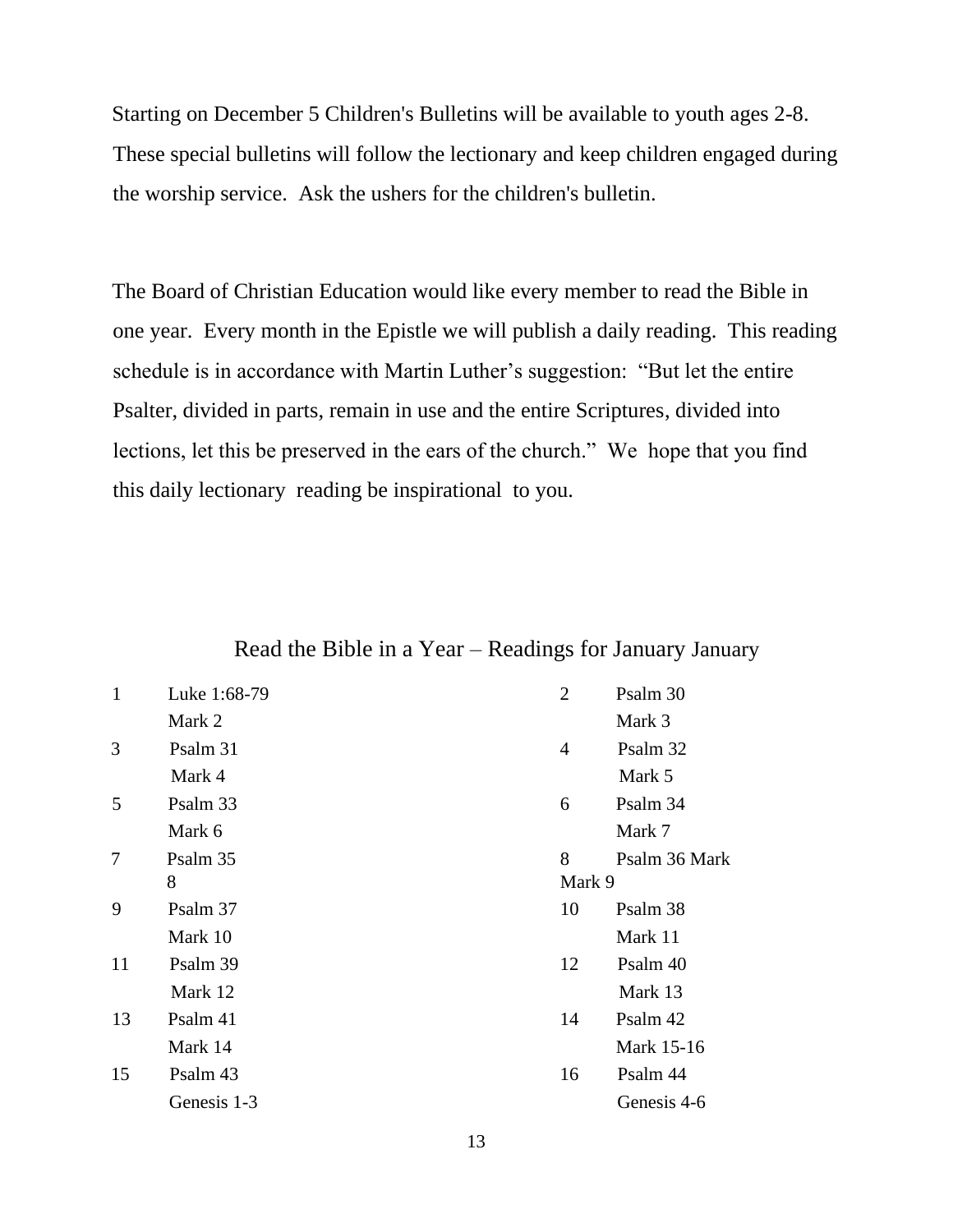Starting on December 5 Children's Bulletins will be available to youth ages 2-8. These special bulletins will follow the lectionary and keep children engaged during the worship service.  Ask the ushers for the children's bulletin.

The Board of Christian Education would like every member to read the Bible in one year.  Every month in the Epistle we will publish a daily reading.  This reading schedule is in accordance with Martin Luther's suggestion:  "But let the entire Psalter, divided in parts, remain in use and the entire Scriptures, divided into lections, let this be preserved in the ears of the church."  We  hope that you find this daily lectionary  reading be inspirational  to you.

## Read the Bible in a Year – Readings for January January

| Day | Reading | Day | Reading |
|---|---|---|---|
| 1 | Luke 1:68-79<br>Mark 2 | 2 | Psalm 30<br>Mark 3 |
| 3 | Psalm 31<br>Mark 4 | 4 | Psalm 32<br>Mark 5 |
| 5 | Psalm 33<br>Mark 6 | 6 | Psalm 34<br>Mark 7 |
| 7 | Psalm 35<br>8 | 8 | Psalm 36 Mark<br>Mark 9 |
| 9 | Psalm 37<br>Mark 10 | 10 | Psalm 38<br>Mark 11 |
| 11 | Psalm 39<br>Mark 12 | 12 | Psalm 40<br>Mark 13 |
| 13 | Psalm 41<br>Mark 14 | 14 | Psalm 42<br>Mark 15-16 |
| 15 | Psalm 43<br>Genesis 1-3 | 16 | Psalm 44<br>Genesis 4-6 |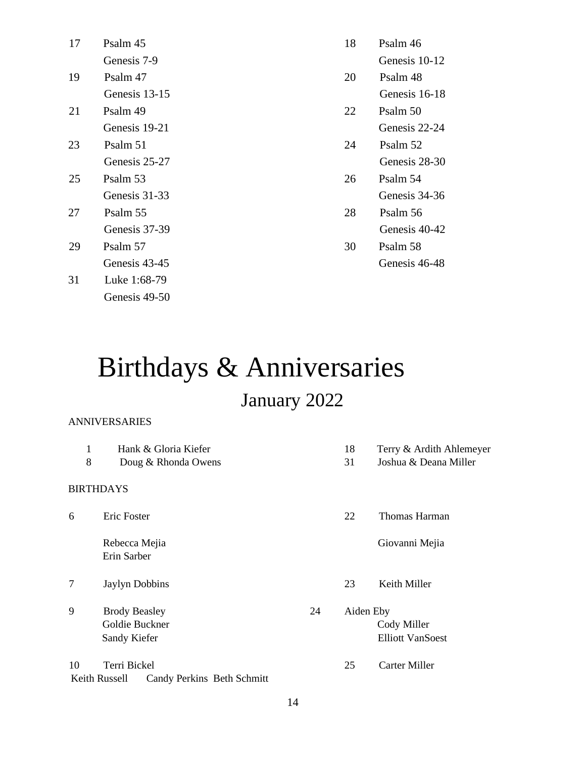17 Psalm 45
Genesis 7-9

18 Psalm 46
Genesis 10-12

19 Psalm 47
Genesis 13-15

20 Psalm 48
Genesis 16-18

21 Psalm 49
Genesis 19-21

22 Psalm 50
Genesis 22-24

23 Psalm 51
Genesis 25-27

24 Psalm 52
Genesis 28-30

25 Psalm 53
Genesis 31-33

26 Psalm 54
Genesis 34-36

27 Psalm 55
Genesis 37-39

28 Psalm 56
Genesis 40-42

29 Psalm 57
Genesis 43-45

30 Psalm 58
Genesis 46-48

31 Luke 1:68-79
Genesis 49-50

# Birthdays & Anniversaries

## January 2022

ANNIVERSARIES

1 Hank & Gloria Kiefer
8 Doug & Rhonda Owens
18 Terry & Ardith Ahlemeyer
31 Joshua & Deana Miller

BIRTHDAYS

6 Eric Foster
Rebecca Mejia
Erin Sarber

7 Jaylyn Dobbins

9 Brody Beasley
Goldie Buckner
Sandy Kiefer

10 Terri Bickel
Keith Russell
Candy Perkins
Beth Schmitt

22 Thomas Harman
Giovanni Mejia

23 Keith Miller

24 Aiden Eby
Cody Miller
Elliott VanSoest

25 Carter Miller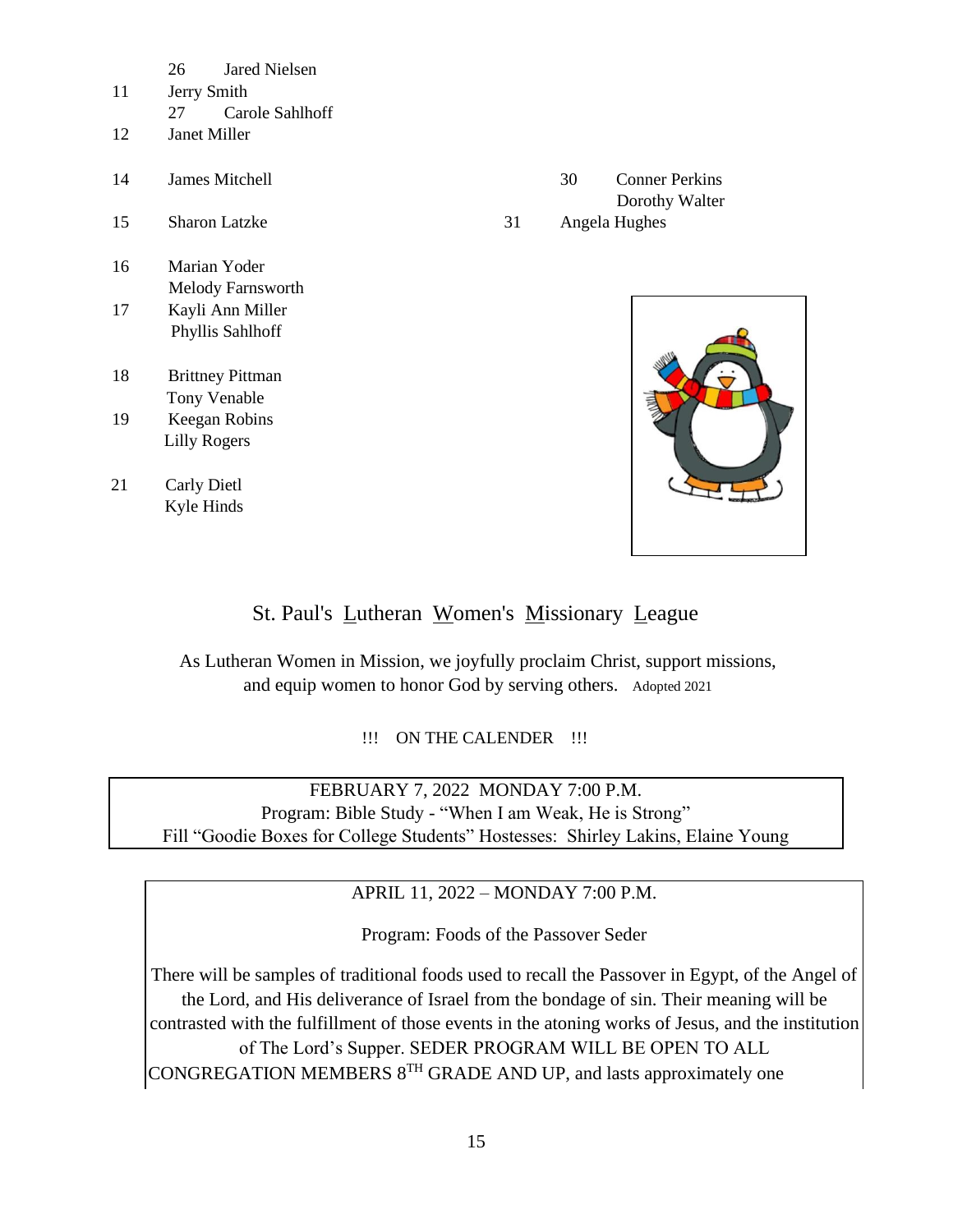26 Jared Nielsen

11 Jerry Smith

27 Carole Sahlhoff

12 Janet Miller

14 James Mitchell

15 Sharon Latzke

16 Marian Yoder
Melody Farnsworth

17 Kayli Ann Miller
Phyllis Sahlhoff

18 Brittney Pittman
Tony Venable

19 Keegan Robins
Lilly Rogers

21 Carly Dietl
Kyle Hinds

30 Conner Perkins
Dorothy Walter

31 Angela Hughes

## St. Paul's Lutheran Women's Missionary League

As Lutheran Women in Mission, we joyfully proclaim Christ, support missions, and equip women to honor God by serving others. Adopted 2021

!!! ON THE CALENDER !!!

FEBRUARY 7, 2022 MONDAY 7:00 P.M.
Program: Bible Study - "When I am Weak, He is Strong"
Fill "Goodie Boxes for College Students" Hostesses: Shirley Lakins, Elaine Young

APRIL 11, 2022 – MONDAY 7:00 P.M.

Program: Foods of the Passover Seder

There will be samples of traditional foods used to recall the Passover in Egypt, of the Angel of the Lord, and His deliverance of Israel from the bondage of sin. Their meaning will be contrasted with the fulfillment of those events in the atoning works of Jesus, and the institution of The Lord's Supper. SEDER PROGRAM WILL BE OPEN TO ALL CONGREGATION MEMBERS 8TH GRADE AND UP, and lasts approximately one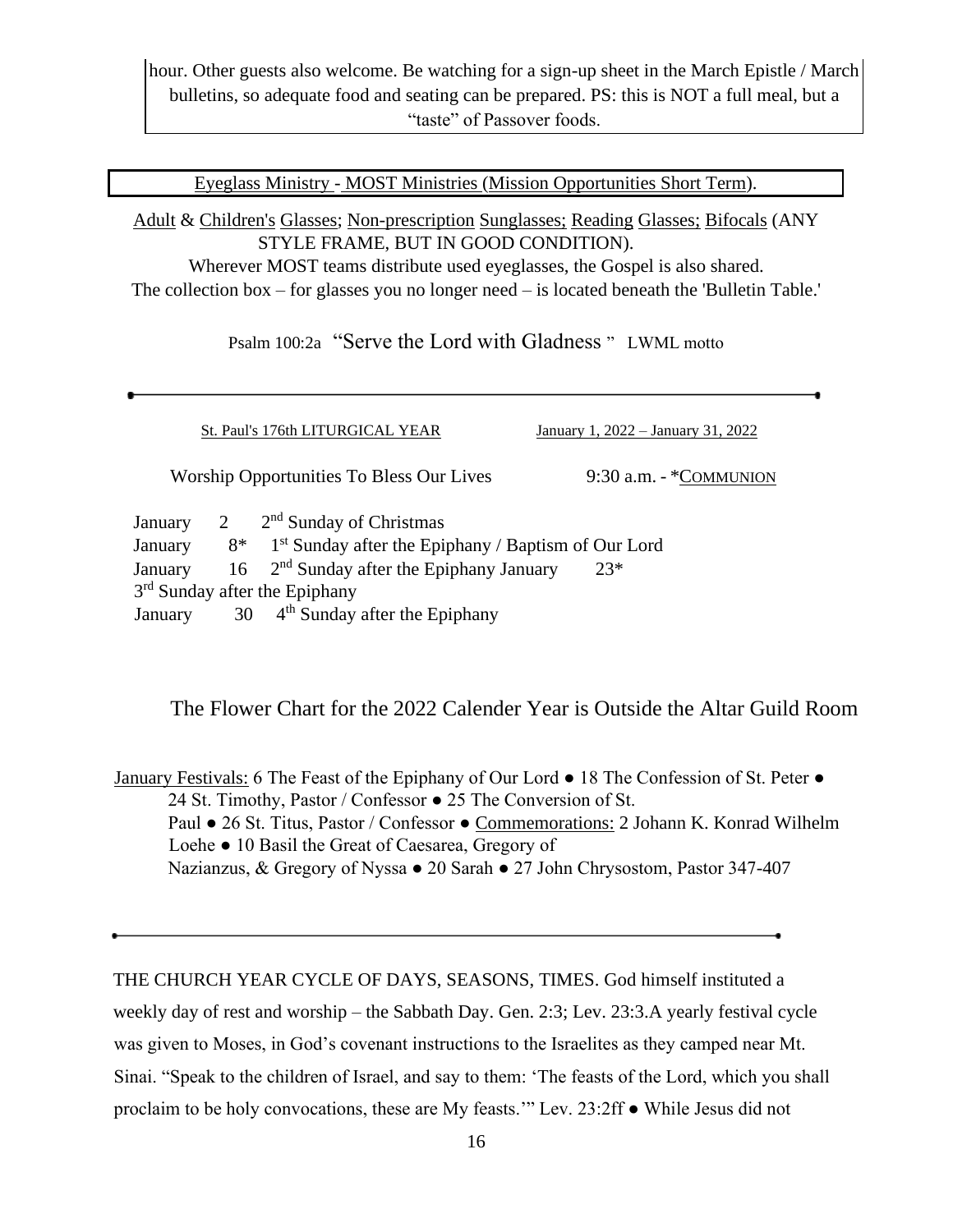hour. Other guests also welcome. Be watching for a sign-up sheet in the March Epistle / March bulletins, so adequate food and seating can be prepared. PS: this is NOT a full meal, but a "taste" of Passover foods.

Eyeglass Ministry - MOST Ministries (Mission Opportunities Short Term).

Adult & Children's Glasses; Non-prescription Sunglasses; Reading Glasses; Bifocals (ANY STYLE FRAME, BUT IN GOOD CONDITION).

Wherever MOST teams distribute used eyeglasses, the Gospel is also shared.

The collection box – for glasses you no longer need – is located beneath the 'Bulletin Table.'

Psalm 100:2a "Serve the Lord with Gladness" LWML motto

---

St. Paul's 176th LITURGICAL YEAR — January 1, 2022 – January 31, 2022

Worship Opportunities To Bless Our Lives — 9:30 a.m. - *COMMUNION

January 2 — 2nd Sunday of Christmas
January 8* — 1st Sunday after the Epiphany / Baptism of Our Lord
January 16 — 2nd Sunday after the Epiphany
January 23* — 3rd Sunday after the Epiphany
January 30 — 4th Sunday after the Epiphany

The Flower Chart for the 2022 Calender Year is Outside the Altar Guild Room

January Festivals: 6 The Feast of the Epiphany of Our Lord ● 18 The Confession of St. Peter ● 24 St. Timothy, Pastor / Confessor ● 25 The Conversion of St. Paul ● 26 St. Titus, Pastor / Confessor ● Commemorations: 2 Johann K. Konrad Wilhelm Loehe ● 10 Basil the Great of Caesarea, Gregory of Nazianzus, & Gregory of Nyssa ● 20 Sarah ● 27 John Chrysostom, Pastor 347-407

---

THE CHURCH YEAR CYCLE OF DAYS, SEASONS, TIMES. God himself instituted a weekly day of rest and worship – the Sabbath Day. Gen. 2:3; Lev. 23:3.A yearly festival cycle was given to Moses, in God's covenant instructions to the Israelites as they camped near Mt. Sinai. "Speak to the children of Israel, and say to them: 'The feasts of the Lord, which you shall proclaim to be holy convocations, these are My feasts.'" Lev. 23:2ff ● While Jesus did not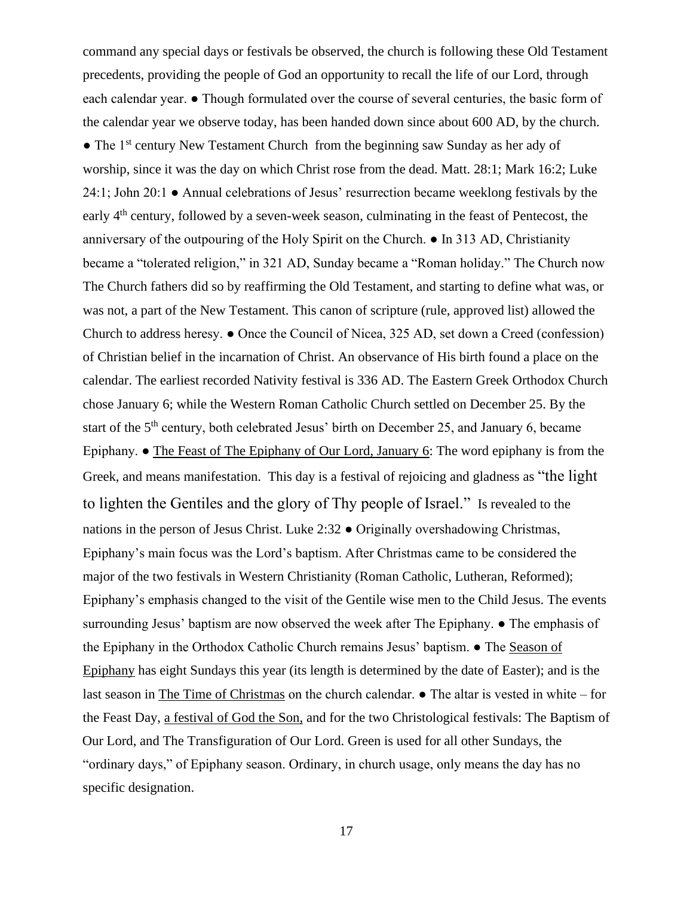command any special days or festivals be observed, the church is following these Old Testament precedents, providing the people of God an opportunity to recall the life of our Lord, through each calendar year. ● Though formulated over the course of several centuries, the basic form of the calendar year we observe today, has been handed down since about 600 AD, by the church. ● The 1st century New Testament Church from the beginning saw Sunday as her ady of worship, since it was the day on which Christ rose from the dead. Matt. 28:1; Mark 16:2; Luke 24:1; John 20:1 ● Annual celebrations of Jesus' resurrection became weeklong festivals by the early 4th century, followed by a seven-week season, culminating in the feast of Pentecost, the anniversary of the outpouring of the Holy Spirit on the Church. ● In 313 AD, Christianity became a "tolerated religion," in 321 AD, Sunday became a "Roman holiday." The Church now The Church fathers did so by reaffirming the Old Testament, and starting to define what was, or was not, a part of the New Testament. This canon of scripture (rule, approved list) allowed the Church to address heresy. ● Once the Council of Nicea, 325 AD, set down a Creed (confession) of Christian belief in the incarnation of Christ. An observance of His birth found a place on the calendar. The earliest recorded Nativity festival is 336 AD. The Eastern Greek Orthodox Church chose January 6; while the Western Roman Catholic Church settled on December 25. By the start of the 5th century, both celebrated Jesus' birth on December 25, and January 6, became Epiphany. ● <u>The Feast of The Epiphany of Our Lord, January 6</u>: The word epiphany is from the Greek, and means manifestation. This day is a festival of rejoicing and gladness as "the light to lighten the Gentiles and the glory of Thy people of Israel." Is revealed to the nations in the person of Jesus Christ. Luke 2:32 ● Originally overshadowing Christmas, Epiphany's main focus was the Lord's baptism. After Christmas came to be considered the major of the two festivals in Western Christianity (Roman Catholic, Lutheran, Reformed); Epiphany's emphasis changed to the visit of the Gentile wise men to the Child Jesus. The events surrounding Jesus' baptism are now observed the week after The Epiphany. ● The emphasis of the Epiphany in the Orthodox Catholic Church remains Jesus' baptism. ● The <u>Season of Epiphany</u> has eight Sundays this year (its length is determined by the date of Easter); and is the last season in <u>The Time of Christmas</u> on the church calendar. ● The altar is vested in white – for the Feast Day, <u>a festival of God the Son,</u> and for the two Christological festivals: The Baptism of Our Lord, and The Transfiguration of Our Lord. Green is used for all other Sundays, the "ordinary days," of Epiphany season. Ordinary, in church usage, only means the day has no specific designation.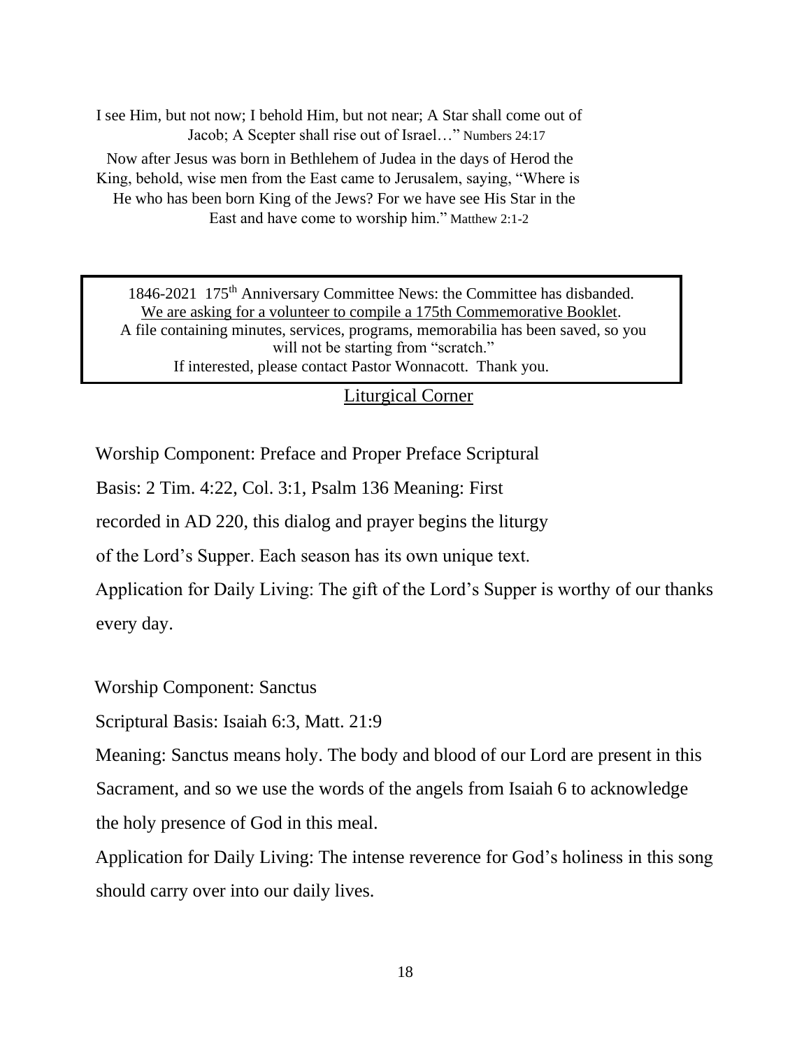I see Him, but not now; I behold Him, but not near; A Star shall come out of Jacob; A Scepter shall rise out of Israel…" Numbers 24:17

Now after Jesus was born in Bethlehem of Judea in the days of Herod the King, behold, wise men from the East came to Jerusalem, saying, "Where is He who has been born King of the Jews? For we have see His Star in the East and have come to worship him." Matthew 2:1-2

> 1846-2021 175th Anniversary Committee News: the Committee has disbanded. <u>We are asking for a volunteer to compile a 175th Commemorative Booklet</u>. A file containing minutes, services, programs, memorabilia has been saved, so you will not be starting from "scratch."
> If interested, please contact Pastor Wonnacott. Thank you.

## <u>Liturgical Corner</u>

Worship Component: Preface and Proper Preface Scriptural Basis: 2 Tim. 4:22, Col. 3:1, Psalm 136 Meaning: First recorded in AD 220, this dialog and prayer begins the liturgy of the Lord's Supper. Each season has its own unique text.

Application for Daily Living: The gift of the Lord's Supper is worthy of our thanks every day.

Worship Component: Sanctus

Scriptural Basis: Isaiah 6:3, Matt. 21:9

Meaning: Sanctus means holy. The body and blood of our Lord are present in this Sacrament, and so we use the words of the angels from Isaiah 6 to acknowledge the holy presence of God in this meal.

Application for Daily Living: The intense reverence for God's holiness in this song should carry over into our daily lives.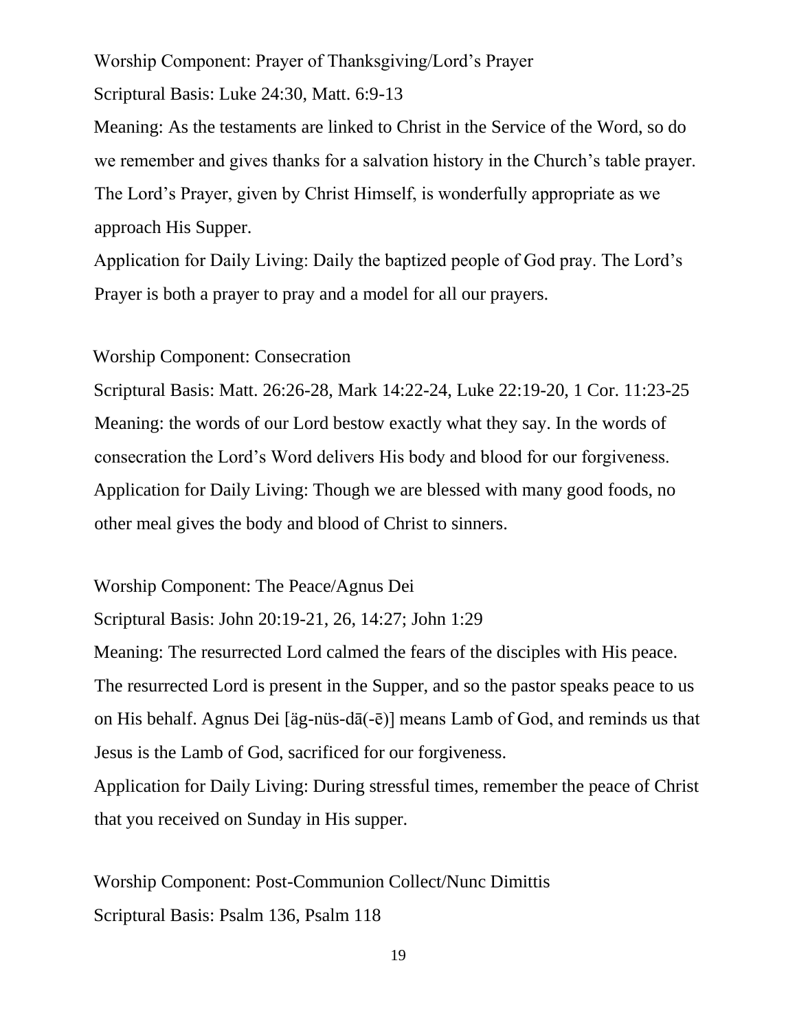Worship Component: Prayer of Thanksgiving/Lord's Prayer

Scriptural Basis: Luke 24:30, Matt. 6:9-13

Meaning: As the testaments are linked to Christ in the Service of the Word, so do we remember and gives thanks for a salvation history in the Church's table prayer. The Lord's Prayer, given by Christ Himself, is wonderfully appropriate as we approach His Supper.

Application for Daily Living: Daily the baptized people of God pray. The Lord's Prayer is both a prayer to pray and a model for all our prayers.

Worship Component: Consecration

Scriptural Basis: Matt. 26:26-28, Mark 14:22-24, Luke 22:19-20, 1 Cor. 11:23-25

Meaning: the words of our Lord bestow exactly what they say. In the words of consecration the Lord's Word delivers His body and blood for our forgiveness.

Application for Daily Living: Though we are blessed with many good foods, no other meal gives the body and blood of Christ to sinners.

Worship Component: The Peace/Agnus Dei

Scriptural Basis: John 20:19-21, 26, 14:27; John 1:29

Meaning: The resurrected Lord calmed the fears of the disciples with His peace. The resurrected Lord is present in the Supper, and so the pastor speaks peace to us on His behalf. Agnus Dei [äg-nüs-dā(-ē)] means Lamb of God, and reminds us that Jesus is the Lamb of God, sacrificed for our forgiveness.

Application for Daily Living: During stressful times, remember the peace of Christ that you received on Sunday in His supper.

Worship Component: Post-Communion Collect/Nunc Dimittis

Scriptural Basis: Psalm 136, Psalm 118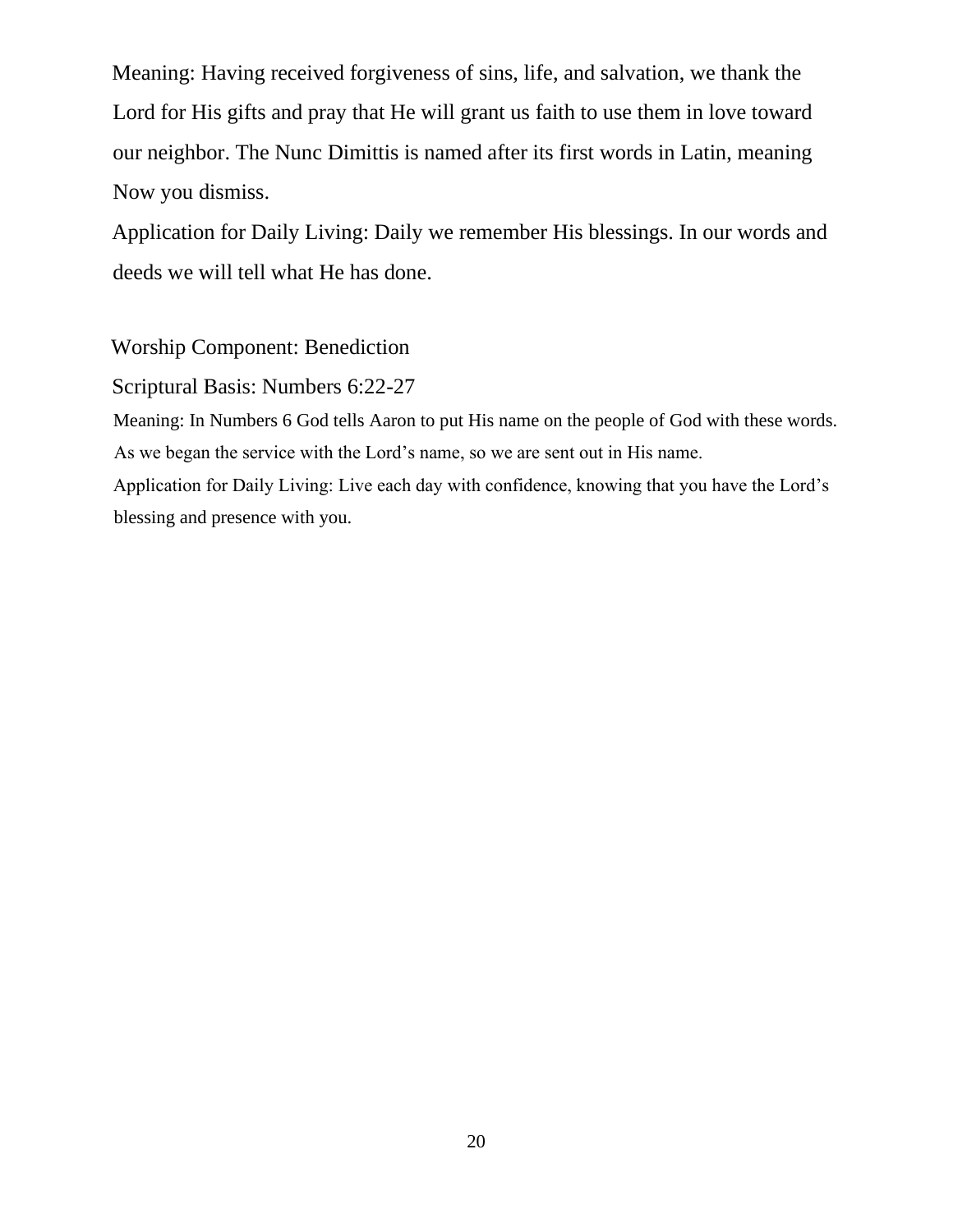Meaning: Having received forgiveness of sins, life, and salvation, we thank the Lord for His gifts and pray that He will grant us faith to use them in love toward our neighbor. The Nunc Dimittis is named after its first words in Latin, meaning Now you dismiss.

Application for Daily Living: Daily we remember His blessings. In our words and deeds we will tell what He has done.

Worship Component: Benediction

Scriptural Basis: Numbers 6:22-27

Meaning: In Numbers 6 God tells Aaron to put His name on the people of God with these words. As we began the service with the Lord's name, so we are sent out in His name.

Application for Daily Living: Live each day with confidence, knowing that you have the Lord's blessing and presence with you.